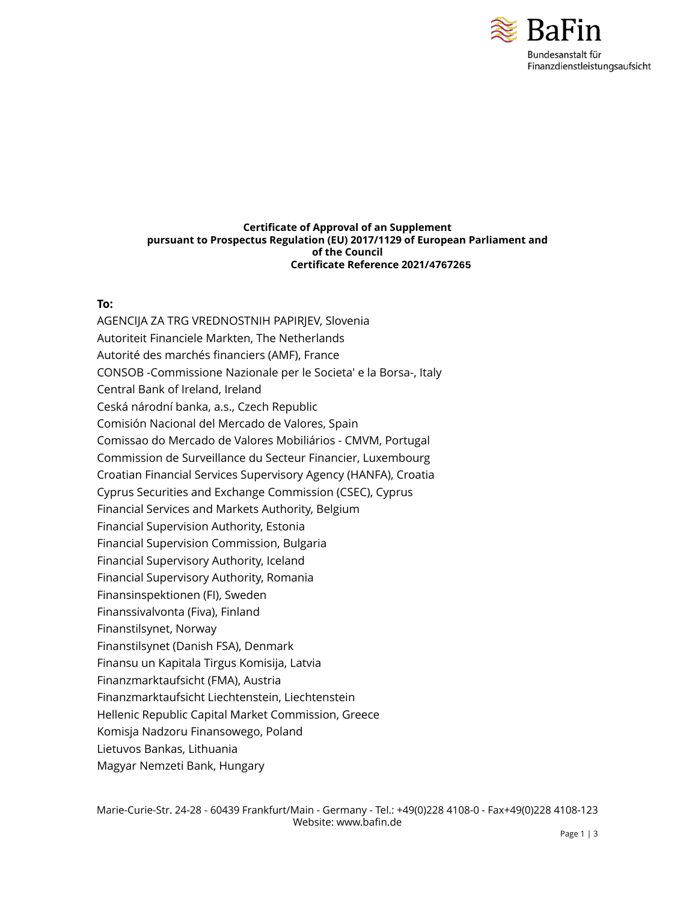BaFin

Bundesanstalt für Finanzdienstleistungsaufsicht

**Certificate of Approval of an Supplement**
**pursuant to Prospectus Regulation (EU) 2017/1129 of European Parliament and of the Council**
**Certificate Reference 2021/4767265**

**To:**

AGENCIJA ZA TRG VREDNOSTNIH PAPIRJEV, Slovenia
Autoriteit Financiele Markten, The Netherlands
Autorité des marchés financiers (AMF), France
CONSOB -Commissione Nazionale per le Societa' e la Borsa-, Italy
Central Bank of Ireland, Ireland
Ceská národní banka, a.s., Czech Republic
Comisión Nacional del Mercado de Valores, Spain
Comissao do Mercado de Valores Mobiliários - CMVM, Portugal
Commission de Surveillance du Secteur Financier, Luxembourg
Croatian Financial Services Supervisory Agency (HANFA), Croatia
Cyprus Securities and Exchange Commission (CSEC), Cyprus
Financial Services and Markets Authority, Belgium
Financial Supervision Authority, Estonia
Financial Supervision Commission, Bulgaria
Financial Supervisory Authority, Iceland
Financial Supervisory Authority, Romania
Finansinspektionen (FI), Sweden
Finanssivalvonta (Fiva), Finland
Finanstilsynet, Norway
Finanstilsynet (Danish FSA), Denmark
Finansu un Kapitala Tirgus Komisija, Latvia
Finanzmarktaufsicht (FMA), Austria
Finanzmarktaufsicht Liechtenstein, Liechtenstein
Hellenic Republic Capital Market Commission, Greece
Komisja Nadzoru Finansowego, Poland
Lietuvos Bankas, Lithuania
Magyar Nemzeti Bank, Hungary

Marie-Curie-Str. 24-28 - 60439 Frankfurt/Main - Germany - Tel.: +49(0)228 4108-0 - Fax+49(0)228 4108-123
Website: www.bafin.de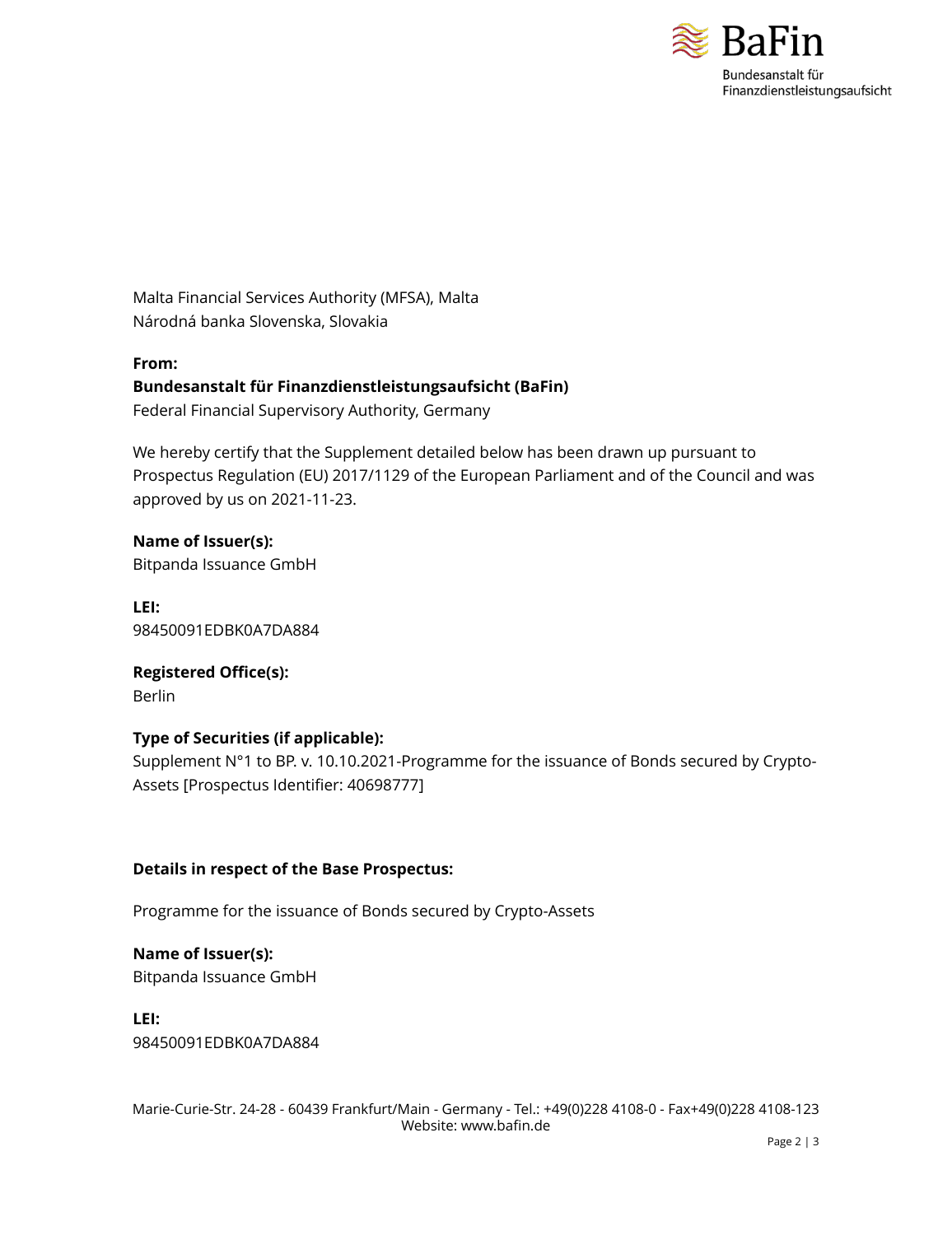Malta Financial Services Authority (MFSA), Malta
Národná banka Slovenska, Slovakia

**From:**
**Bundesanstalt für Finanzdienstleistungsaufsicht (BaFin)**
Federal Financial Supervisory Authority, Germany

We hereby certify that the Supplement detailed below has been drawn up pursuant to Prospectus Regulation (EU) 2017/1129 of the European Parliament and of the Council and was approved by us on 2021-11-23.

**Name of Issuer(s):**
Bitpanda Issuance GmbH

**LEI:**
98450091EDBK0A7DA884

**Registered Office(s):**
Berlin

**Type of Securities (if applicable):**
Supplement N°1 to BP. v. 10.10.2021-Programme for the issuance of Bonds secured by Crypto-Assets [Prospectus Identifier: 40698777]

**Details in respect of the Base Prospectus:**

Programme for the issuance of Bonds secured by Crypto-Assets

**Name of Issuer(s):**
Bitpanda Issuance GmbH

**LEI:**
98450091EDBK0A7DA884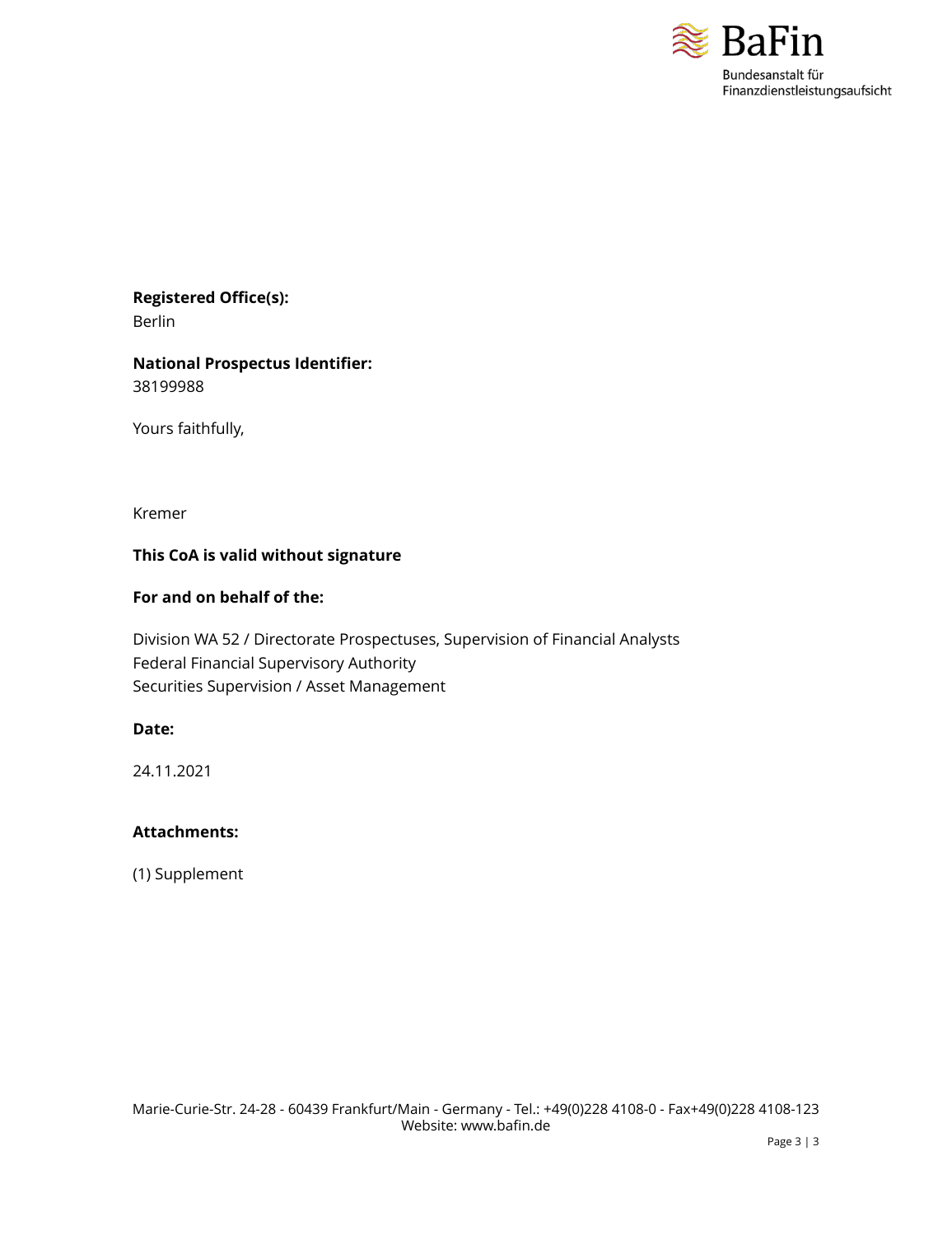**Registered Office(s):**
Berlin

**National Prospectus Identifier:**
38199988

Yours faithfully,

Kremer

**This CoA is valid without signature**

**For and on behalf of the:**

Division WA 52 / Directorate Prospectuses, Supervision of Financial Analysts
Federal Financial Supervisory Authority
Securities Supervision / Asset Management

**Date:**

24.11.2021

**Attachments:**

(1) Supplement